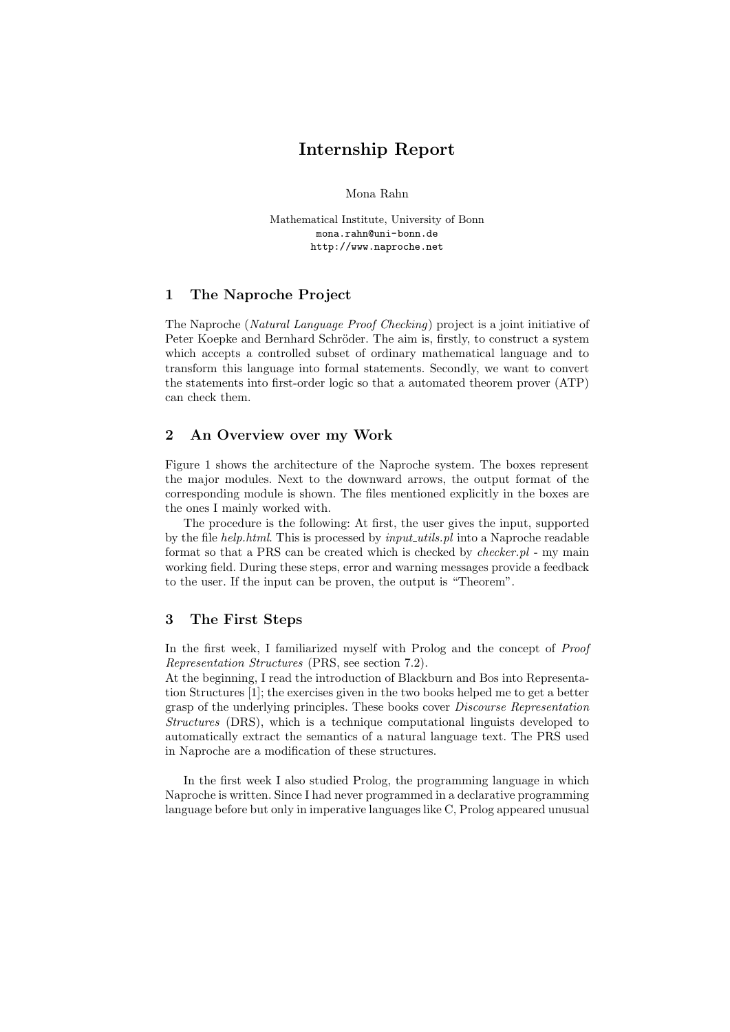# Internship Report

Mona Rahn

Mathematical Institute, University of Bonn
mona.rahn@uni-bonn.de
http://www.naproche.net

## 1 The Naproche Project

The Naproche (*Natural Language Proof Checking*) project is a joint initiative of Peter Koepke and Bernhard Schröder. The aim is, firstly, to construct a system which accepts a controlled subset of ordinary mathematical language and to transform this language into formal statements. Secondly, we want to convert the statements into first-order logic so that a automated theorem prover (ATP) can check them.

## 2 An Overview over my Work

Figure 1 shows the architecture of the Naproche system. The boxes represent the major modules. Next to the downward arrows, the output format of the corresponding module is shown. The files mentioned explicitly in the boxes are the ones I mainly worked with.

The procedure is the following: At first, the user gives the input, supported by the file *help.html*. This is processed by *input_utils.pl* into a Naproche readable format so that a PRS can be created which is checked by *checker.pl* - my main working field. During these steps, error and warning messages provide a feedback to the user. If the input can be proven, the output is "Theorem".

## 3 The First Steps

In the first week, I familiarized myself with Prolog and the concept of *Proof Representation Structures* (PRS, see section 7.2).
At the beginning, I read the introduction of Blackburn and Bos into Representation Structures [1]; the exercises given in the two books helped me to get a better grasp of the underlying principles. These books cover *Discourse Representation Structures* (DRS), which is a technique computational linguists developed to automatically extract the semantics of a natural language text. The PRS used in Naproche are a modification of these structures.

In the first week I also studied Prolog, the programming language in which Naproche is written. Since I had never programmed in a declarative programming language before but only in imperative languages like C, Prolog appeared unusual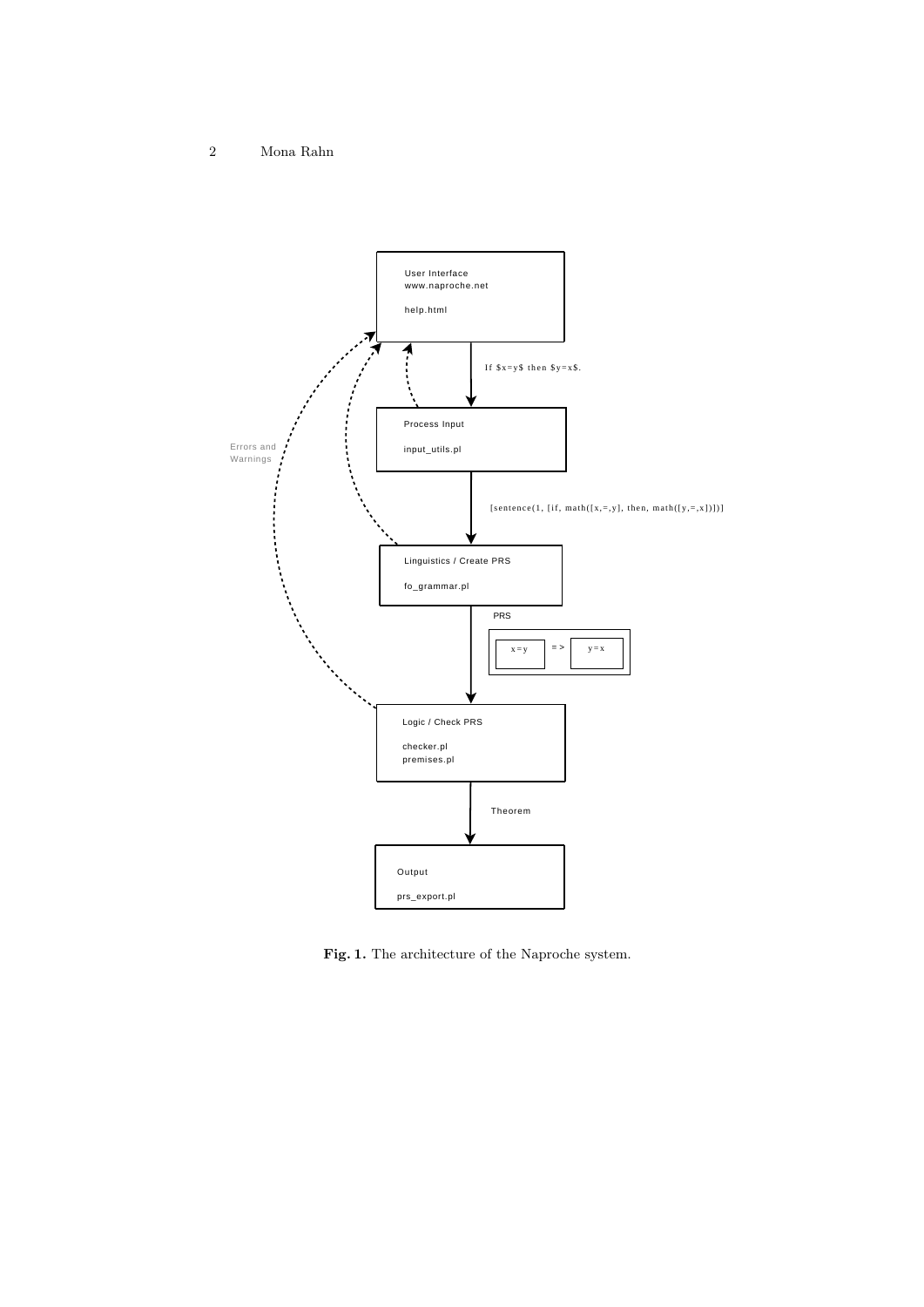User Interface
www.naproche.net

help.html

If $x=y$ then $y=x$.

Process Input

input_utils.pl

[sentence(1, [if, math([x,=,y], then, math([y,=,x])])]

Linguistics / Create PRS

fo_grammar.pl

PRS

x = y => y = x

Logic / Check PRS

checker.pl
premises.pl

Theorem

Output

prs_export.pl

Errors and Warnings

**Fig. 1.** The architecture of the Naproche system.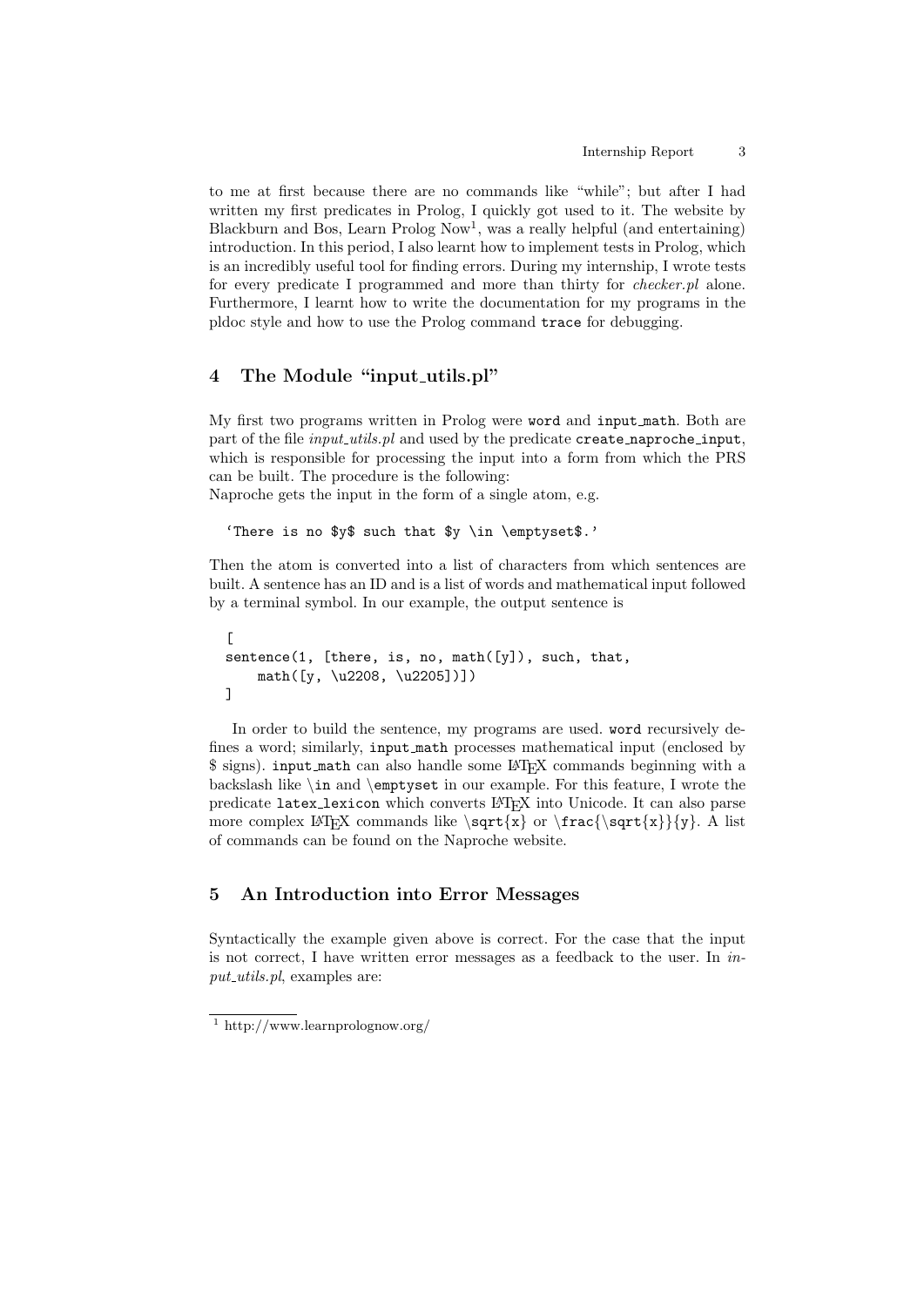to me at first because there are no commands like "while"; but after I had written my first predicates in Prolog, I quickly got used to it. The website by Blackburn and Bos, Learn Prolog Now[1], was a really helpful (and entertaining) introduction. In this period, I also learnt how to implement tests in Prolog, which is an incredibly useful tool for finding errors. During my internship, I wrote tests for every predicate I programmed and more than thirty for *checker.pl* alone. Furthermore, I learnt how to write the documentation for my programs in the pldoc style and how to use the Prolog command `trace` for debugging.

## 4 The Module "input_utils.pl"

My first two programs written in Prolog were `word` and `input_math`. Both are part of the file *input_utils.pl* and used by the predicate `create_naproche_input`, which is responsible for processing the input into a form from which the PRS can be built. The procedure is the following:
Naproche gets the input in the form of a single atom, e.g.

```
'There is no $y$ such that $y \in \emptyset$.'
```

Then the atom is converted into a list of characters from which sentences are built. A sentence has an ID and is a list of words and mathematical input followed by a terminal symbol. In our example, the output sentence is

```
[
sentence(1, [there, is, no, math([y]), such, that,
    math([y, \u2208, \u2205])])
]
```

In order to build the sentence, my programs are used. `word` recursively defines a word; similarly, `input_math` processes mathematical input (enclosed by $ signs). `input_math` can also handle some LaTeX commands beginning with a backslash like `\in` and `\emptyset` in our example. For this feature, I wrote the predicate `latex_lexicon` which converts LaTeX into Unicode. It can also parse more complex LaTeX commands like `\sqrt{x}` or `\frac{\sqrt{x}}{y}`. A list of commands can be found on the Naproche website.

## 5 An Introduction into Error Messages

Syntactically the example given above is correct. For the case that the input is not correct, I have written error messages as a feedback to the user. In *input_utils.pl*, examples are:

[1] http://www.learnprolognow.org/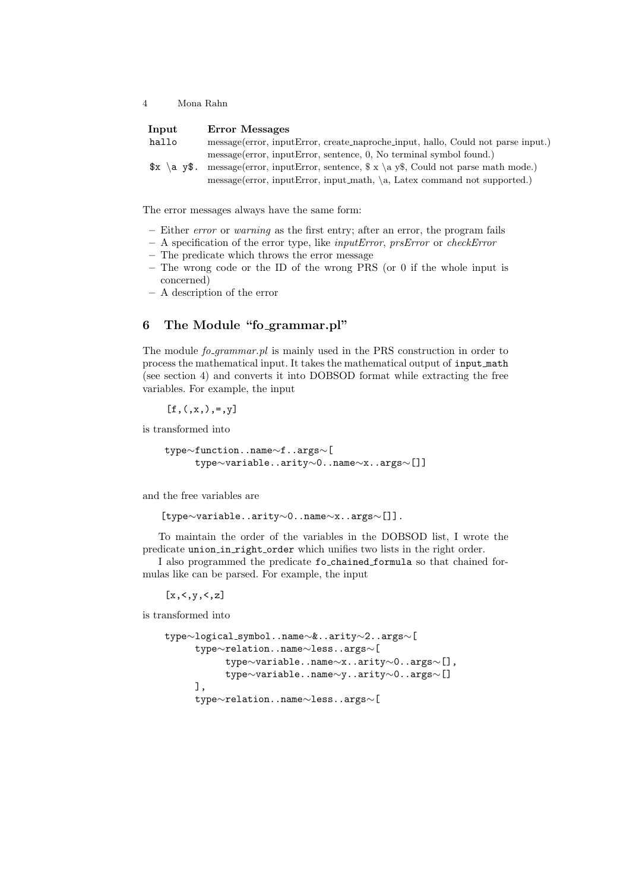| Input | Error Messages |
| --- | --- |
| `hallo` | message(error, inputError, create_naproche_input, hallo, Could not parse input.) |
| | message(error, inputError, sentence, 0, No terminal symbol found.) |
| `$x \a y$.` | message(error, inputError, sentence, $ x \a y$, Could not parse math mode.) |
| | message(error, inputError, input_math, \a, Latex command not supported.) |

The error messages always have the same form:

- Either *error* or *warning* as the first entry; after an error, the program fails
- A specification of the error type, like *inputError*, *prsError* or *checkError*
- The predicate which throws the error message
- The wrong code or the ID of the wrong PRS (or 0 if the whole input is concerned)
- A description of the error

## 6 The Module "fo_grammar.pl"

The module *fo_grammar.pl* is mainly used in the PRS construction in order to process the mathematical input. It takes the mathematical output of `input_math` (see section 4) and converts it into DOBSOD format while extracting the free variables. For example, the input

```
[f,(,x,),=,y]
```

is transformed into

```
type~function..name~f..args~[
     type~variable..arity~0..name~x..args~[]]
```

and the free variables are

```
[type~variable..arity~0..name~x..args~[]].
```

To maintain the order of the variables in the DOBSOD list, I wrote the predicate `union_in_right_order` which unifies two lists in the right order.

I also programmed the predicate `fo_chained_formula` so that chained formulas like can be parsed. For example, the input

```
[x,<,y,<,z]
```

is transformed into

```
type~logical_symbol..name~&..arity~2..args~[
     type~relation..name~less..args~[
          type~variable..name~x..arity~0..args~[],
          type~variable..name~y..arity~0..args~[]
     ],
     type~relation..name~less..args~[
```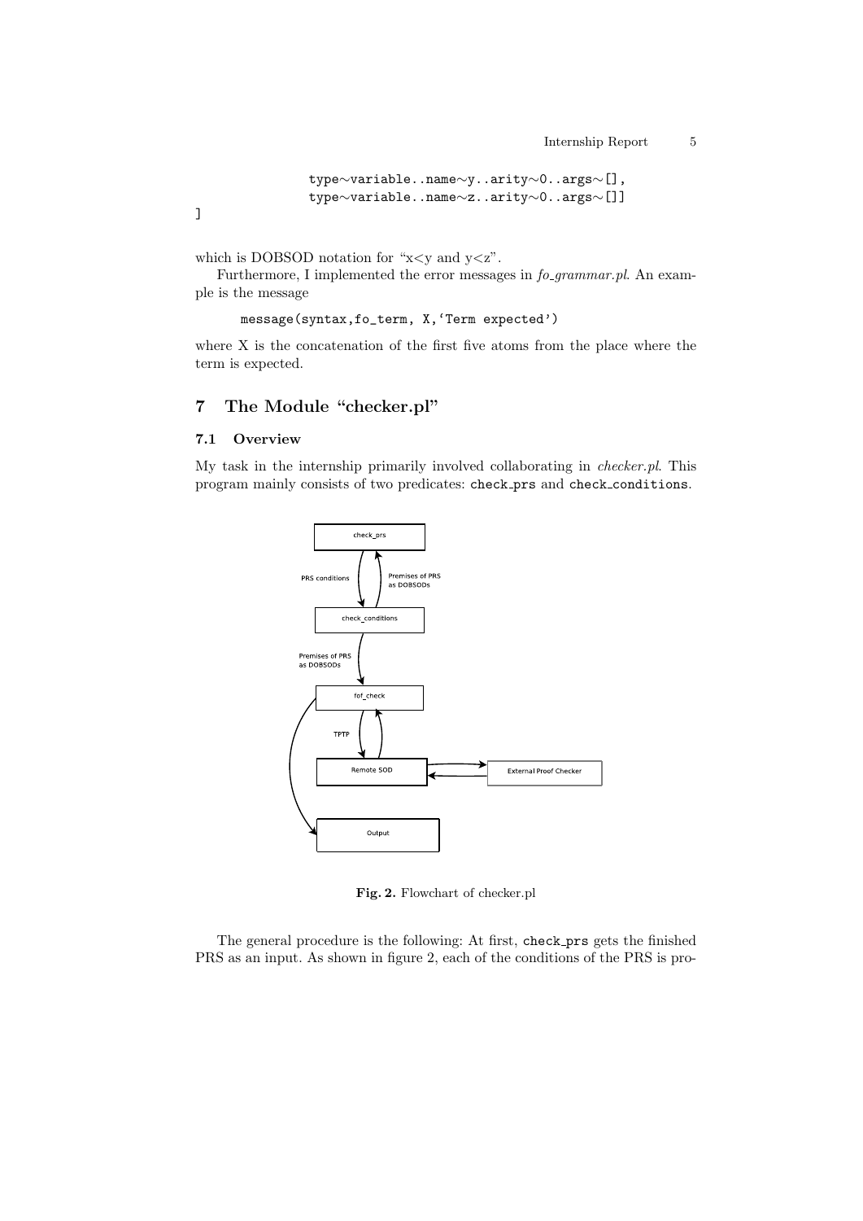```
            type∼variable..name∼y..arity∼0..args∼[],
            type∼variable..name∼z..arity∼0..args∼[]]
]
```

which is DOBSOD notation for "x<y and y<z".

Furthermore, I implemented the error messages in *fo_grammar.pl*. An example is the message

```
message(syntax,fo_term, X,'Term expected')
```

where X is the concatenation of the first five atoms from the place where the term is expected.

## 7 The Module "checker.pl"

### 7.1 Overview

My task in the internship primarily involved collaborating in *checker.pl*. This program mainly consists of two predicates: `check_prs` and `check_conditions`.

**Fig. 2.** Flowchart of checker.pl

The general procedure is the following: At first, `check_prs` gets the finished PRS as an input. As shown in figure 2, each of the conditions of the PRS is pro-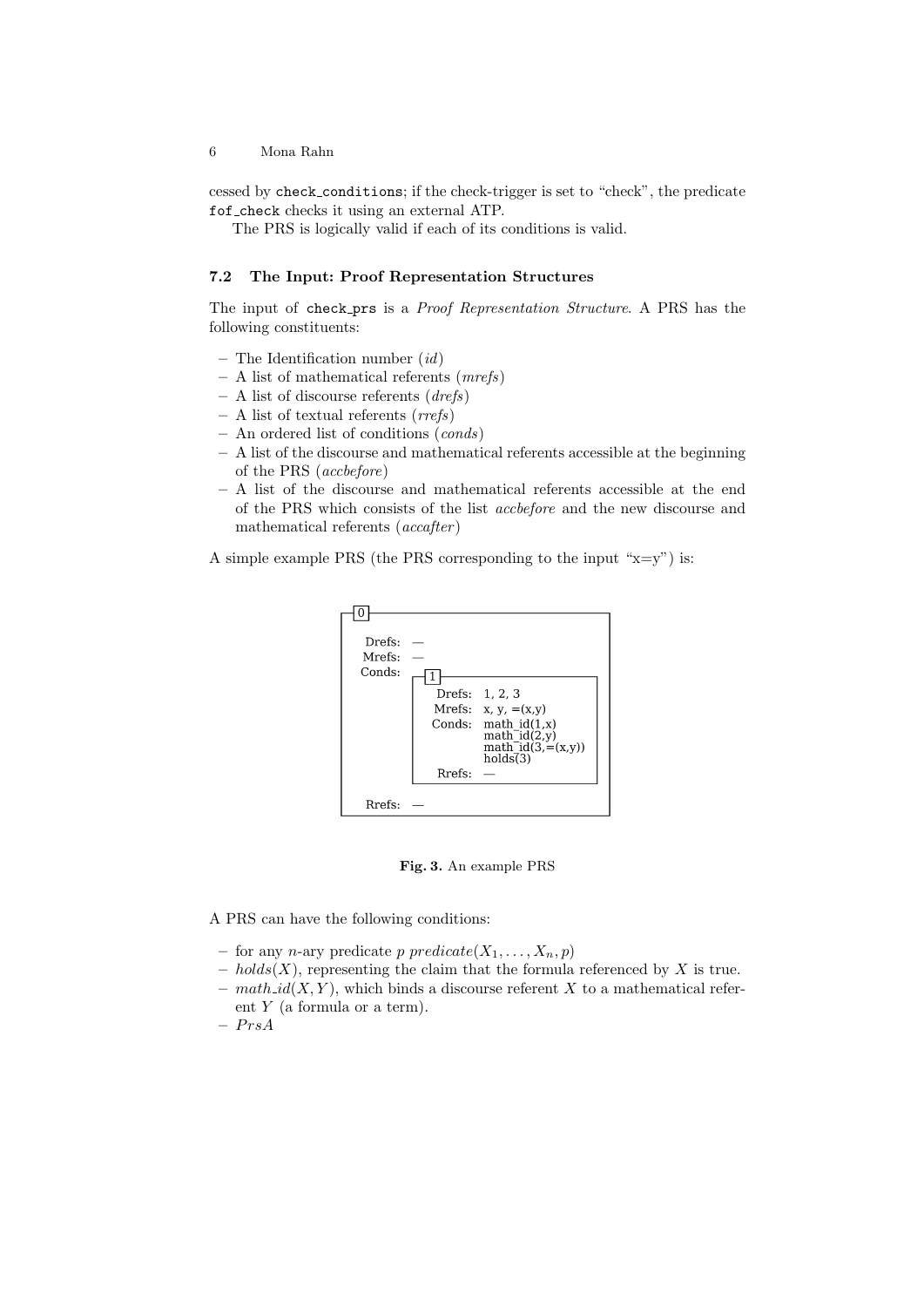cessed by `check_conditions`; if the check-trigger is set to "check", the predicate `fof_check` checks it using an external ATP.

The PRS is logically valid if each of its conditions is valid.

### 7.2 The Input: Proof Representation Structures

The input of `check_prs` is a *Proof Representation Structure*. A PRS has the following constituents:

- The Identification number (*id*)
- A list of mathematical referents (*mrefs*)
- A list of discourse referents (*drefs*)
- A list of textual referents (*rrefs*)
- An ordered list of conditions (*conds*)
- A list of the discourse and mathematical referents accessible at the beginning of the PRS (*accbefore*)
- A list of the discourse and mathematical referents accessible at the end of the PRS which consists of the list *accbefore* and the new discourse and mathematical referents (*accafter*)

A simple example PRS (the PRS corresponding to the input "x=y") is:

```
┌[0]──────────────────────────────────┐
│ Drefs:  —                           │
│ Mrefs:  —                           │
│ Conds: ┌[1]───────────────────────┐ │
│        │ Drefs:  1, 2, 3          │ │
│        │ Mrefs:  x, y, =(x,y)     │ │
│        │ Conds:  math_id(1,x)     │ │
│        │         math_id(2,y)     │ │
│        │         math_id(3,=(x,y))│ │
│        │         holds(3)         │ │
│        │ Rrefs:  —                │ │
│        └──────────────────────────┘ │
│ Rrefs:  —                           │
└─────────────────────────────────────┘
```

**Fig. 3.** An example PRS

A PRS can have the following conditions:

- for any $n$-ary predicate $p$ $predicate(X_1, \ldots, X_n, p)$
- $holds(X)$, representing the claim that the formula referenced by $X$ is true.
- $math\_id(X, Y)$, which binds a discourse referent $X$ to a mathematical referent $Y$ (a formula or a term).
- $PrsA$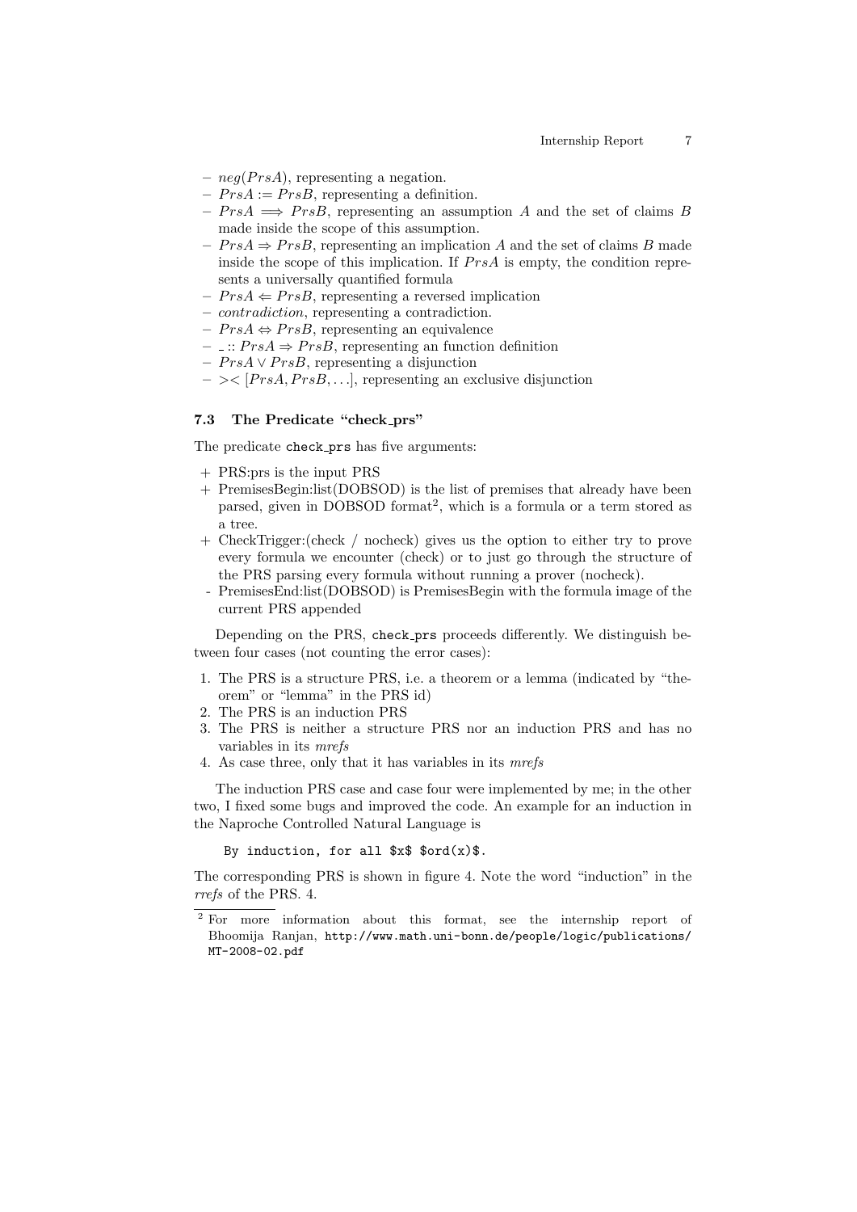- $neg(PrsA)$, representing a negation.
- $PrsA := PrsB$, representing a definition.
- $PrsA \Longrightarrow PrsB$, representing an assumption $A$ and the set of claims $B$ made inside the scope of this assumption.
- $PrsA \Rightarrow PrsB$, representing an implication $A$ and the set of claims $B$ made inside the scope of this implication. If $PrsA$ is empty, the condition represents a universally quantified formula
- $PrsA \Leftarrow PrsB$, representing a reversed implication
- *contradiction*, representing a contradiction.
- $PrsA \Leftrightarrow PrsB$, representing an equivalence
- $\_ :: PrsA \Rightarrow PrsB$, representing an function definition
- $PrsA \vee PrsB$, representing a disjunction
- $>< [PrsA, PrsB, \ldots]$, representing an exclusive disjunction

### 7.3 The Predicate "check_prs"

The predicate `check_prs` has five arguments:

\+ PRS:prs is the input PRS

\+ PremisesBegin:list(DOBSOD) is the list of premises that already have been parsed, given in DOBSOD format[2], which is a formula or a term stored as a tree.

\+ CheckTrigger:(check / nocheck) gives us the option to either try to prove every formula we encounter (check) or to just go through the structure of the PRS parsing every formula without running a prover (nocheck).

\- PremisesEnd:list(DOBSOD) is PremisesBegin with the formula image of the current PRS appended

Depending on the PRS, `check_prs` proceeds differently. We distinguish between four cases (not counting the error cases):

1. The PRS is a structure PRS, i.e. a theorem or a lemma (indicated by "theorem" or "lemma" in the PRS id)
2. The PRS is an induction PRS
3. The PRS is neither a structure PRS nor an induction PRS and has no variables in its *mrefs*
4. As case three, only that it has variables in its *mrefs*

The induction PRS case and case four were implemented by me; in the other two, I fixed some bugs and improved the code. An example for an induction in the Naproche Controlled Natural Language is

```
By induction, for all $x$ $ord(x)$.
```

The corresponding PRS is shown in figure 4. Note the word "induction" in the *rrefs* of the PRS. 4.

[2] For more information about this format, see the internship report of Bhoomija Ranjan, http://www.math.uni-bonn.de/people/logic/publications/MT-2008-02.pdf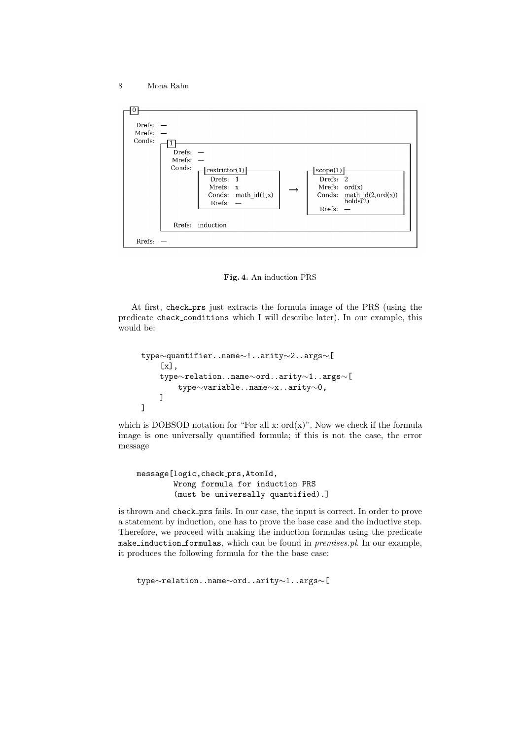```
0
Drefs: —
Mrefs: —
Conds:
    1
    Drefs: —
    Mrefs: —
    Conds:
        restrictor(1)                      scope(1)
        Drefs:  1                          Drefs:  2
        Mrefs:  x                  →       Mrefs:  ord(x)
        Conds:  math_id(1,x)               Conds:  math_id(2,ord(x))
        Rrefs:  —                                  holds(2)
                                           Rrefs:  —
    Rrefs: induction
Rrefs: —
```

**Fig. 4.** An induction PRS

At first, check_prs just extracts the formula image of the PRS (using the predicate check_conditions which I will describe later). In our example, this would be:

```
type~quantifier..name~!..arity~2..args~[
    [x],
    type~relation..name~ord..arity~1..args~[
        type~variable..name~x..arity~0,
    ]
]
```

which is DOBSOD notation for "For all x: ord(x)". Now we check if the formula image is one universally quantified formula; if this is not the case, the error message

```
message[logic,check_prs,AtomId,
        Wrong formula for induction PRS
        (must be universally quantified).]
```

is thrown and check_prs fails. In our case, the input is correct. In order to prove a statement by induction, one has to prove the base case and the inductive step. Therefore, we proceed with making the induction formulas using the predicate make_induction_formulas, which can be found in *premises.pl*. In our example, it produces the following formula for the the base case:

```
type~relation..name~ord..arity~1..args~[
```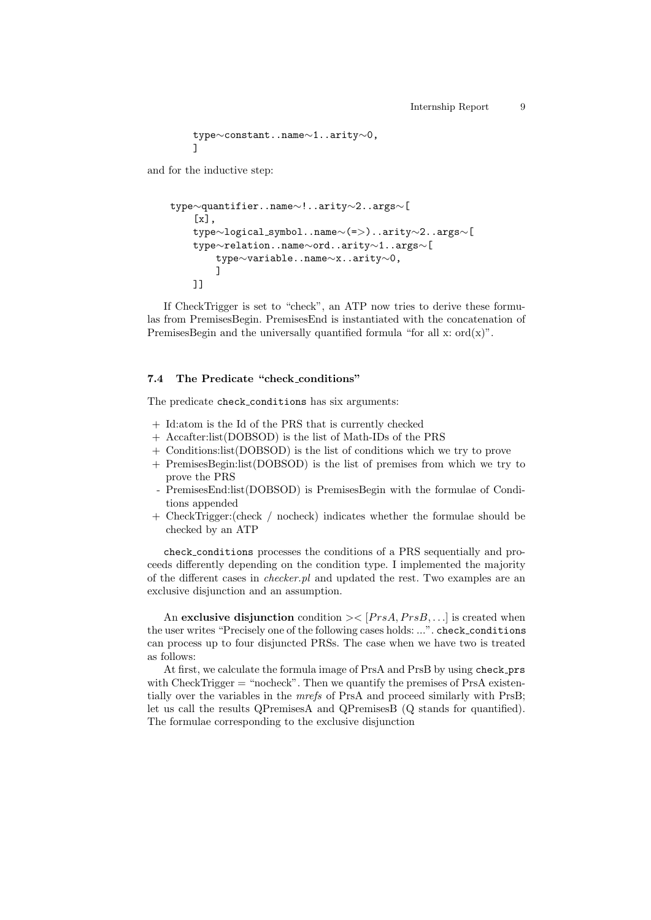```
        type~constant..name~1..arity~0,
        ]
```

and for the inductive step:

```
    type~quantifier..name~!..arity~2..args~[
        [x],
        type~logical_symbol..name~(=>)..arity~2..args~[
        type~relation..name~ord..arity~1..args~[
            type~variable..name~x..arity~0,
            ]
        ]]
```

If CheckTrigger is set to "check", an ATP now tries to derive these formulas from PremisesBegin. PremisesEnd is instantiated with the concatenation of PremisesBegin and the universally quantified formula "for all x: ord(x)".

### 7.4 The Predicate "check_conditions"

The predicate `check_conditions` has six arguments:

+ Id:atom is the Id of the PRS that is currently checked
+ Accafter:list(DOBSOD) is the list of Math-IDs of the PRS
+ Conditions:list(DOBSOD) is the list of conditions which we try to prove
+ PremisesBegin:list(DOBSOD) is the list of premises from which we try to prove the PRS
- PremisesEnd:list(DOBSOD) is PremisesBegin with the formulae of Conditions appended
+ CheckTrigger:(check / nocheck) indicates whether the formulae should be checked by an ATP

`check_conditions` processes the conditions of a PRS sequentially and proceeds differently depending on the condition type. I implemented the majority of the different cases in *checker.pl* and updated the rest. Two examples are an exclusive disjunction and an assumption.

An **exclusive disjunction** condition $>< [PrsA, PrsB, \ldots]$ is created when the user writes "Precisely one of the following cases holds: ...". `check_conditions` can process up to four disjuncted PRSs. The case when we have two is treated as follows:

At first, we calculate the formula image of PrsA and PrsB by using `check_prs` with CheckTrigger = "nocheck". Then we quantify the premises of PrsA existentially over the variables in the *mrefs* of PrsA and proceed similarly with PrsB; let us call the results QPremisesA and QPremisesB (Q stands for quantified). The formulae corresponding to the exclusive disjunction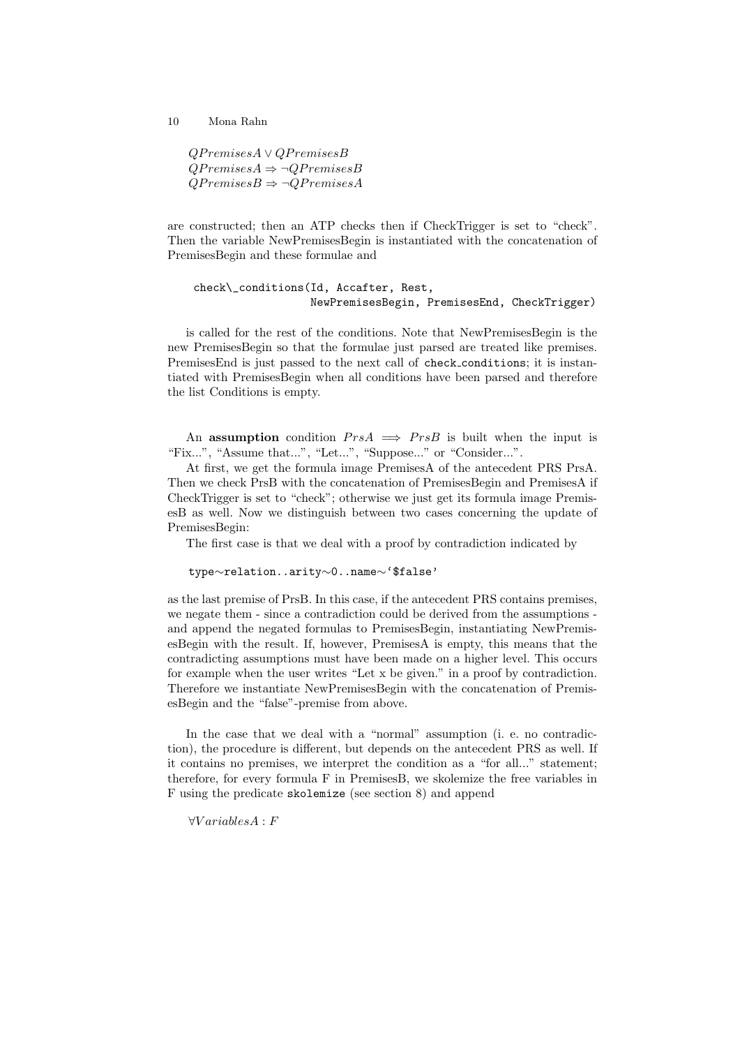$$QPremisesA \vee QPremisesB$$
$$QPremisesA \Rightarrow \neg QPremisesB$$
$$QPremisesB \Rightarrow \neg QPremisesA$$

are constructed; then an ATP checks then if CheckTrigger is set to "check". Then the variable NewPremisesBegin is instantiated with the concatenation of PremisesBegin and these formulae and

```
check\_conditions(Id, Accafter, Rest,
                  NewPremisesBegin, PremisesEnd, CheckTrigger)
```

is called for the rest of the conditions. Note that NewPremisesBegin is the new PremisesBegin so that the formulae just parsed are treated like premises. PremisesEnd is just passed to the next call of `check_conditions`; it is instantiated with PremisesBegin when all conditions have been parsed and therefore the list Conditions is empty.

An **assumption** condition $PrsA \implies PrsB$ is built when the input is "Fix...", "Assume that...", "Let...", "Suppose..." or "Consider...".

At first, we get the formula image PremisesA of the antecedent PRS PrsA. Then we check PrsB with the concatenation of PremisesBegin and PremisesA if CheckTrigger is set to "check"; otherwise we just get its formula image PremisesB as well. Now we distinguish between two cases concerning the update of PremisesBegin:

The first case is that we deal with a proof by contradiction indicated by

```
type~relation..arity~0..name~'$false'
```

as the last premise of PrsB. In this case, if the antecedent PRS contains premises, we negate them - since a contradiction could be derived from the assumptions - and append the negated formulas to PremisesBegin, instantiating NewPremisesBegin with the result. If, however, PremisesA is empty, this means that the contradicting assumptions must have been made on a higher level. This occurs for example when the user writes "Let x be given." in a proof by contradiction. Therefore we instantiate NewPremisesBegin with the concatenation of PremisesBegin and the "false"-premise from above.

In the case that we deal with a "normal" assumption (i. e. no contradiction), the procedure is different, but depends on the antecedent PRS as well. If it contains no premises, we interpret the condition as a "for all..." statement; therefore, for every formula F in PremisesB, we skolemize the free variables in F using the predicate `skolemize` (see section 8) and append

$$\forall VariablesA : F$$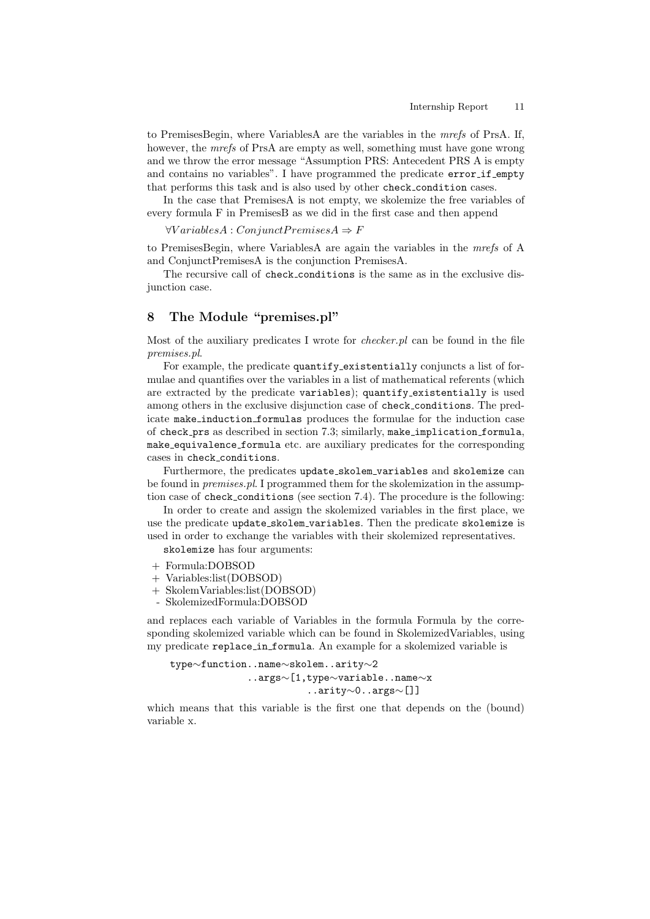to PremisesBegin, where VariablesA are the variables in the *mrefs* of PrsA. If, however, the *mrefs* of PrsA are empty as well, something must have gone wrong and we throw the error message "Assumption PRS: Antecedent PRS A is empty and contains no variables". I have programmed the predicate `error_if_empty` that performs this task and is also used by other `check_condition` cases.

In the case that PremisesA is not empty, we skolemize the free variables of every formula F in PremisesB as we did in the first case and then append

$\forall VariablesA : ConjunctPremisesA \Rightarrow F$

to PremisesBegin, where VariablesA are again the variables in the *mrefs* of A and ConjunctPremisesA is the conjunction PremisesA.

The recursive call of `check_conditions` is the same as in the exclusive disjunction case.

## 8 The Module "premises.pl"

Most of the auxiliary predicates I wrote for *checker.pl* can be found in the file *premises.pl*.

For example, the predicate `quantify_existentially` conjuncts a list of formulae and quantifies over the variables in a list of mathematical referents (which are extracted by the predicate `variables`); `quantify_existentially` is used among others in the exclusive disjunction case of `check_conditions`. The predicate `make_induction_formulas` produces the formulae for the induction case of `check_prs` as described in section 7.3; similarly, `make_implication_formula`, `make_equivalence_formula` etc. are auxiliary predicates for the corresponding cases in `check_conditions`.

Furthermore, the predicates `update_skolem_variables` and `skolemize` can be found in *premises.pl*. I programmed them for the skolemization in the assumption case of `check_conditions` (see section 7.4). The procedure is the following:

In order to create and assign the skolemized variables in the first place, we use the predicate `update_skolem_variables`. Then the predicate `skolemize` is used in order to exchange the variables with their skolemized representatives.

`skolemize` has four arguments:

+ Formula:DOBSOD
+ Variables:list(DOBSOD)
+ SkolemVariables:list(DOBSOD)
- SkolemizedFormula:DOBSOD

and replaces each variable of Variables in the formula Formula by the corresponding skolemized variable which can be found in SkolemizedVariables, using my predicate `replace_in_formula`. An example for a skolemized variable is

```
type~function..name~skolem..arity~2
           ..args~[1,type~variable..name~x
                  ..arity~0..args~[]]
```

which means that this variable is the first one that depends on the (bound) variable x.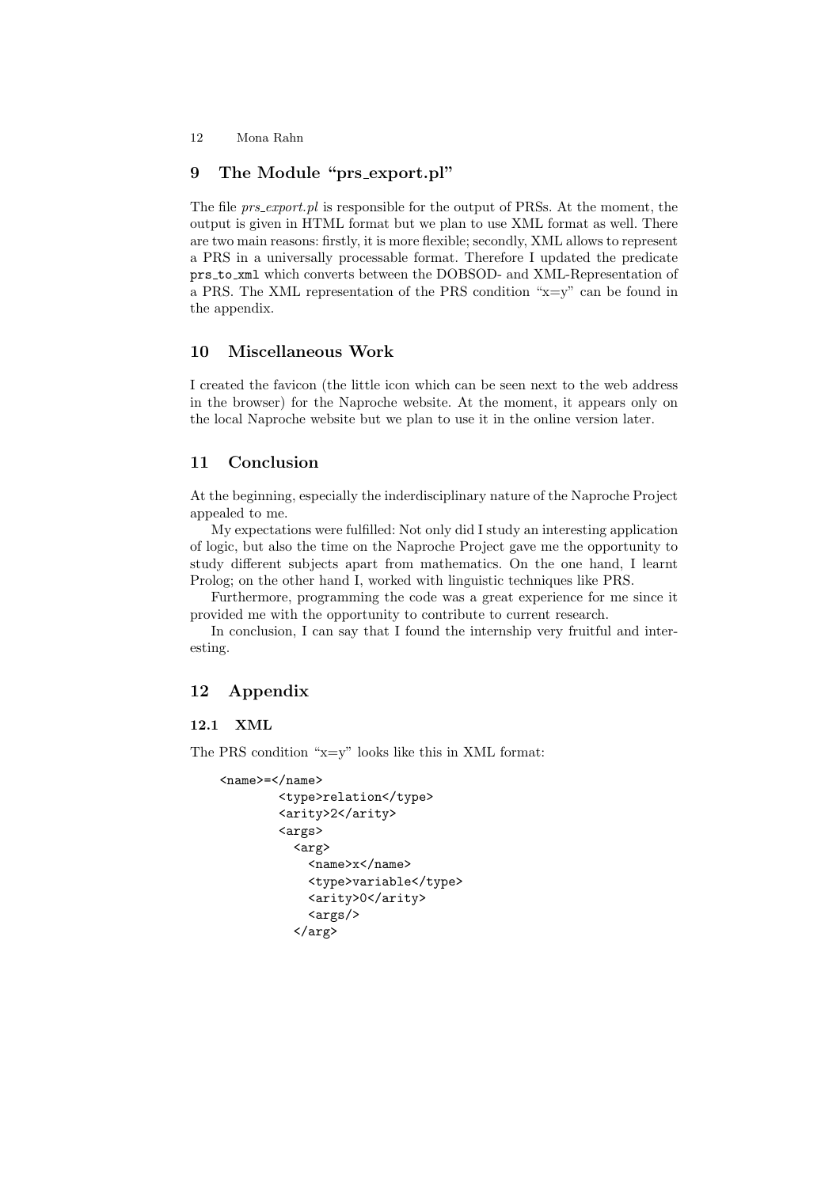## 9 The Module "prs_export.pl"

The file *prs_export.pl* is responsible for the output of PRSs. At the moment, the output is given in HTML format but we plan to use XML format as well. There are two main reasons: firstly, it is more flexible; secondly, XML allows to represent a PRS in a universally processable format. Therefore I updated the predicate `prs_to_xml` which converts between the DOBSOD- and XML-Representation of a PRS. The XML representation of the PRS condition "x=y" can be found in the appendix.

## 10 Miscellaneous Work

I created the favicon (the little icon which can be seen next to the web address in the browser) for the Naproche website. At the moment, it appears only on the local Naproche website but we plan to use it in the online version later.

## 11 Conclusion

At the beginning, especially the inderdisciplinary nature of the Naproche Project appealed to me.

My expectations were fulfilled: Not only did I study an interesting application of logic, but also the time on the Naproche Project gave me the opportunity to study different subjects apart from mathematics. On the one hand, I learnt Prolog; on the other hand I, worked with linguistic techniques like PRS.

Furthermore, programming the code was a great experience for me since it provided me with the opportunity to contribute to current research.

In conclusion, I can say that I found the internship very fruitful and interesting.

## 12 Appendix

### 12.1 XML

The PRS condition "x=y" looks like this in XML format:

```
<name>=</name>
        <type>relation</type>
        <arity>2</arity>
        <args>
          <arg>
            <name>x</name>
            <type>variable</type>
            <arity>0</arity>
            <args/>
          </arg>
```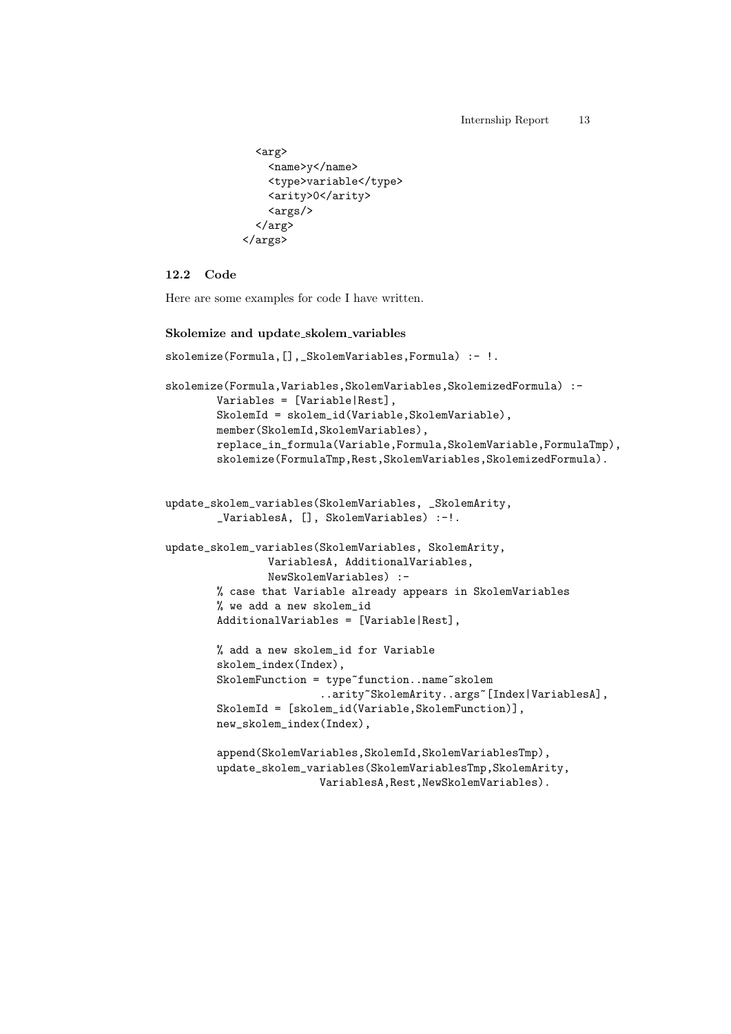```
        <arg>
          <name>y</name>
          <type>variable</type>
          <arity>0</arity>
          <args/>
        </arg>
      </args>
```

### 12.2 Code

Here are some examples for code I have written.

#### Skolemize and update_skolem_variables

```
skolemize(Formula,[],_SkolemVariables,Formula) :- !.

skolemize(Formula,Variables,SkolemVariables,SkolemizedFormula) :-
        Variables = [Variable|Rest],
        SkolemId = skolem_id(Variable,SkolemVariable),
        member(SkolemId,SkolemVariables),
        replace_in_formula(Variable,Formula,SkolemVariable,FormulaTmp),
        skolemize(FormulaTmp,Rest,SkolemVariables,SkolemizedFormula).


update_skolem_variables(SkolemVariables, _SkolemArity,
        _VariablesA, [], SkolemVariables) :-!.

update_skolem_variables(SkolemVariables, SkolemArity,
                VariablesA, AdditionalVariables,
                NewSkolemVariables) :-
        % case that Variable already appears in SkolemVariables
        % we add a new skolem_id
        AdditionalVariables = [Variable|Rest],

        % add a new skolem_id for Variable
        skolem_index(Index),
        SkolemFunction = type~function..name~skolem
                        ..arity~SkolemArity..args~[Index|VariablesA],
        SkolemId = [skolem_id(Variable,SkolemFunction)],
        new_skolem_index(Index),

        append(SkolemVariables,SkolemId,SkolemVariablesTmp),
        update_skolem_variables(SkolemVariablesTmp,SkolemArity,
                        VariablesA,Rest,NewSkolemVariables).
```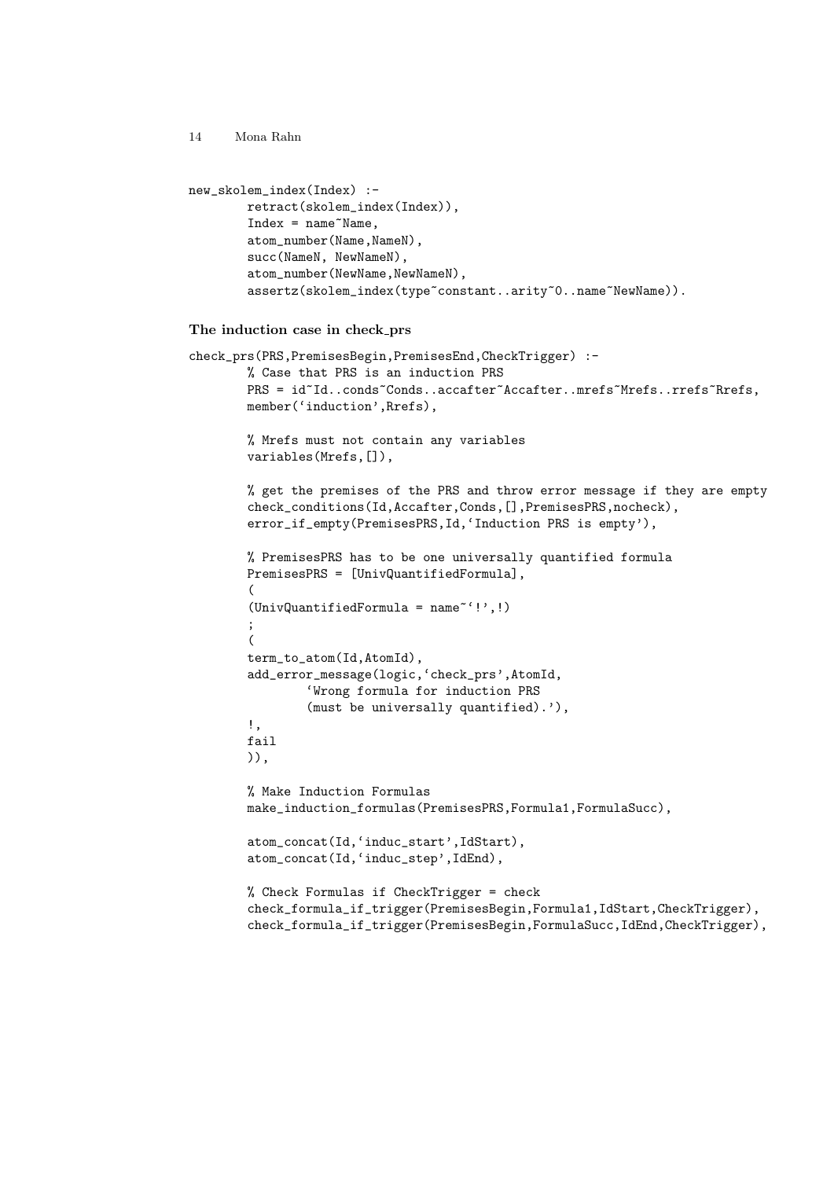```
new_skolem_index(Index) :-
        retract(skolem_index(Index)),
        Index = name~Name,
        atom_number(Name,NameN),
        succ(NameN, NewNameN),
        atom_number(NewName,NewNameN),
        assertz(skolem_index(type~constant..arity~0..name~NewName)).
```

**The induction case in check_prs**

```
check_prs(PRS,PremisesBegin,PremisesEnd,CheckTrigger) :-
        % Case that PRS is an induction PRS
        PRS = id~Id..conds~Conds..accafter~Accafter..mrefs~Mrefs..rrefs~Rrefs,
        member('induction',Rrefs),

        % Mrefs must not contain any variables
        variables(Mrefs,[]),

        % get the premises of the PRS and throw error message if they are empty
        check_conditions(Id,Accafter,Conds,[],PremisesPRS,nocheck),
        error_if_empty(PremisesPRS,Id,'Induction PRS is empty'),

        % PremisesPRS has to be one universally quantified formula
        PremisesPRS = [UnivQuantifiedFormula],
        (
        (UnivQuantifiedFormula = name~'!',!)
        ;
        (
        term_to_atom(Id,AtomId),
        add_error_message(logic,'check_prs',AtomId,
                'Wrong formula for induction PRS
                (must be universally quantified).'),
        !,
        fail
        )),

        % Make Induction Formulas
        make_induction_formulas(PremisesPRS,Formula1,FormulaSucc),

        atom_concat(Id,'induc_start',IdStart),
        atom_concat(Id,'induc_step',IdEnd),

        % Check Formulas if CheckTrigger = check
        check_formula_if_trigger(PremisesBegin,Formula1,IdStart,CheckTrigger),
        check_formula_if_trigger(PremisesBegin,FormulaSucc,IdEnd,CheckTrigger),
```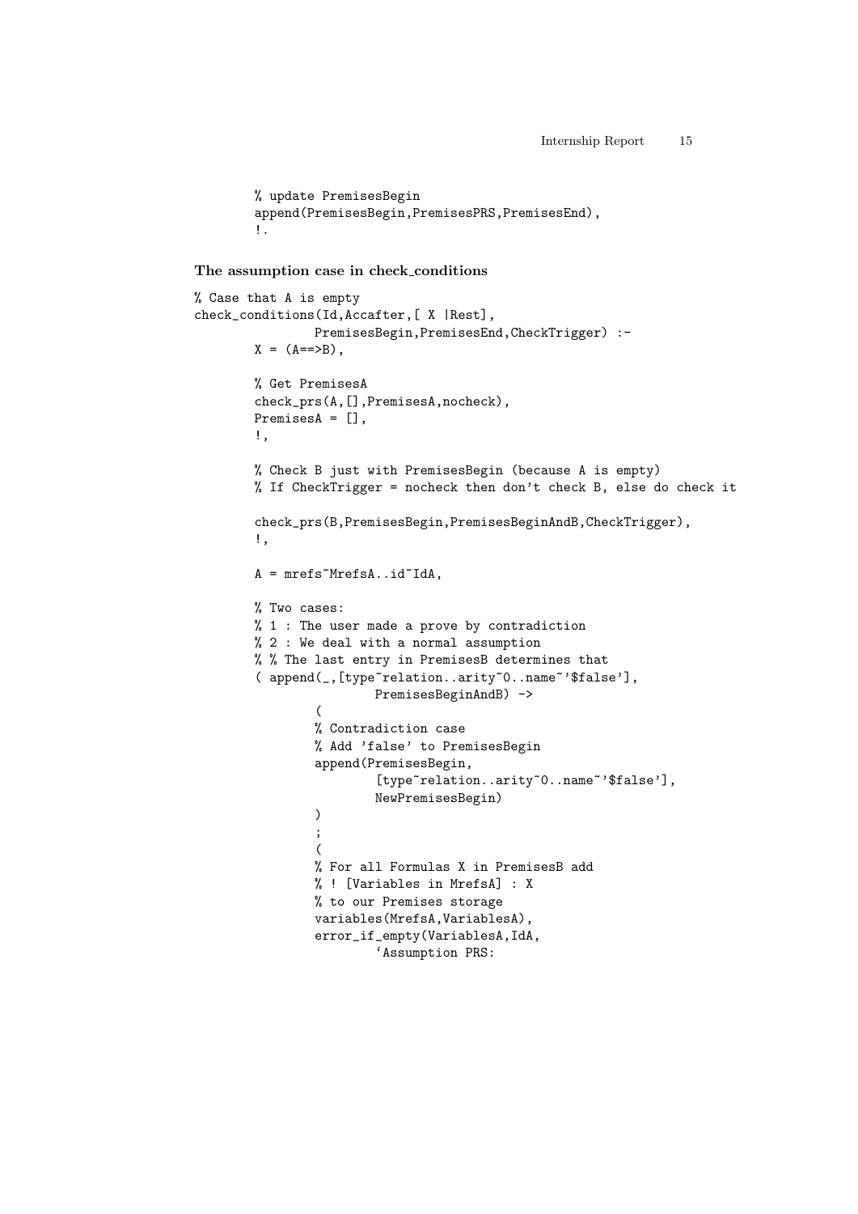```
        % update PremisesBegin
        append(PremisesBegin,PremisesPRS,PremisesEnd),
        !.
```

**The assumption case in check_conditions**

```
% Case that A is empty
check_conditions(Id,Accafter,[ X |Rest],
              PremisesBegin,PremisesEnd,CheckTrigger) :-
        X = (A==>B),

        % Get PremisesA
        check_prs(A,[],PremisesA,nocheck),
        PremisesA = [],
        !,

        % Check B just with PremisesBegin (because A is empty)
        % If CheckTrigger = nocheck then don't check B, else do check it

        check_prs(B,PremisesBegin,PremisesBeginAndB,CheckTrigger),
        !,

        A = mrefs~MrefsA..id~IdA,

        % Two cases:
        % 1 : The user made a prove by contradiction
        % 2 : We deal with a normal assumption
        % % The last entry in PremisesB determines that
        ( append(_,[type~relation..arity~0..name~'$false'],
                        PremisesBeginAndB) ->
                (
                % Contradiction case
                % Add 'false' to PremisesBegin
                append(PremisesBegin,
                        [type~relation..arity~0..name~'$false'],
                        NewPremisesBegin)
                )
                ;
                (
                % For all Formulas X in PremisesB add
                % ! [Variables in MrefsA] : X
                % to our Premises storage
                variables(MrefsA,VariablesA),
                error_if_empty(VariablesA,IdA,
                        'Assumption PRS:
```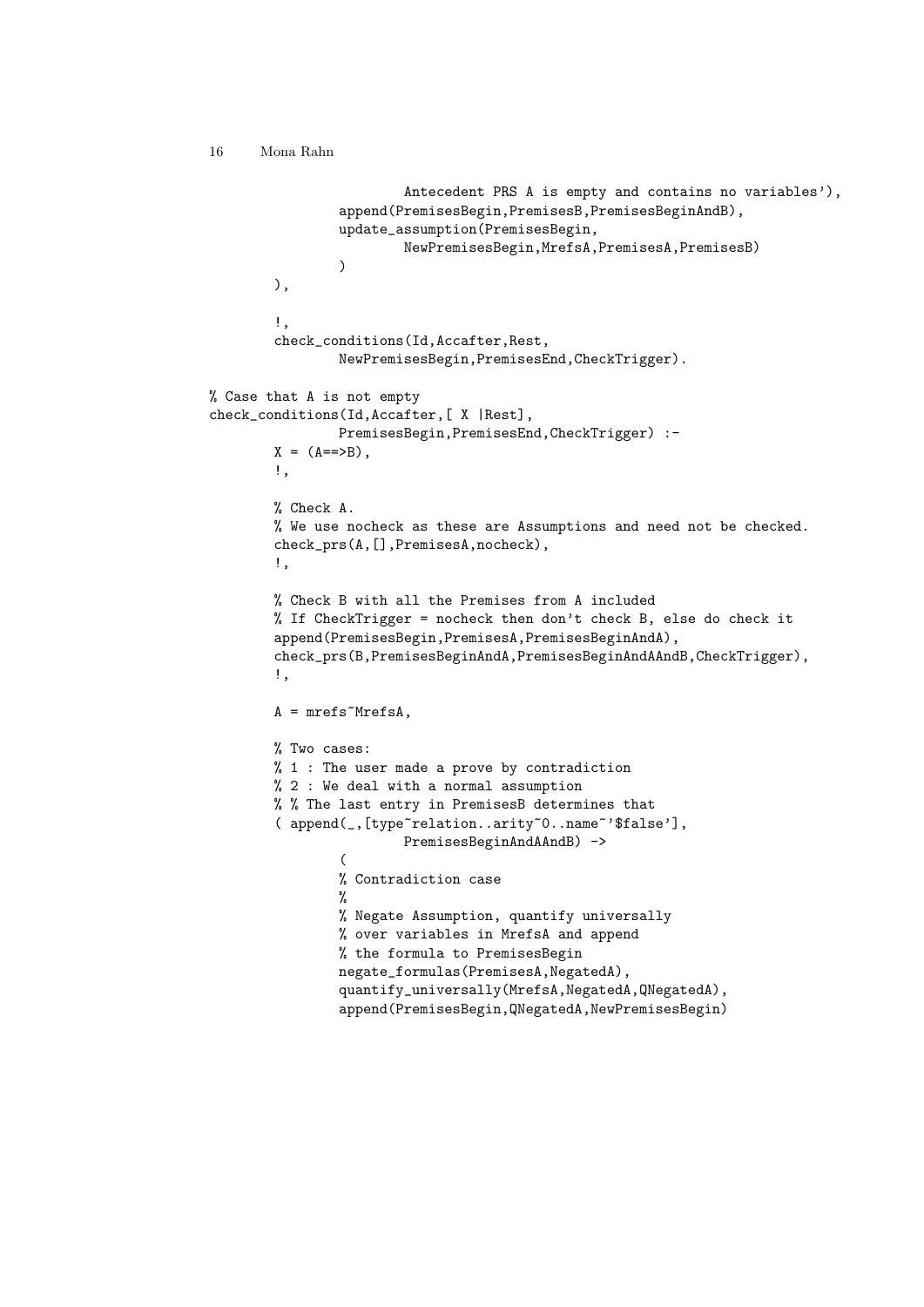```
                        Antecedent PRS A is empty and contains no variables'),
                append(PremisesBegin,PremisesB,PremisesBeginAndB),
                update_assumption(PremisesBegin,
                        NewPremisesBegin,MrefsA,PremisesA,PremisesB)
                )
        ),

        !,
        check_conditions(Id,Accafter,Rest,
                NewPremisesBegin,PremisesEnd,CheckTrigger).

% Case that A is not empty
check_conditions(Id,Accafter,[ X |Rest],
                PremisesBegin,PremisesEnd,CheckTrigger) :-
        X = (A==>B),
        !,

        % Check A.
        % We use nocheck as these are Assumptions and need not be checked.
        check_prs(A,[],PremisesA,nocheck),
        !,

        % Check B with all the Premises from A included
        % If CheckTrigger = nocheck then don't check B, else do check it
        append(PremisesBegin,PremisesA,PremisesBeginAndA),
        check_prs(B,PremisesBeginAndA,PremisesBeginAndAAndB,CheckTrigger),
        !,

        A = mrefs~MrefsA,

        % Two cases:
        % 1 : The user made a prove by contradiction
        % 2 : We deal with a normal assumption
        % % The last entry in PremisesB determines that
        ( append(_,[type~relation..arity~0..name~'$false'],
                        PremisesBeginAndAAndB) ->
                (
                % Contradiction case
                %
                % Negate Assumption, quantify universally
                % over variables in MrefsA and append
                % the formula to PremisesBegin
                negate_formulas(PremisesA,NegatedA),
                quantify_universally(MrefsA,NegatedA,QNegatedA),
                append(PremisesBegin,QNegatedA,NewPremisesBegin)
```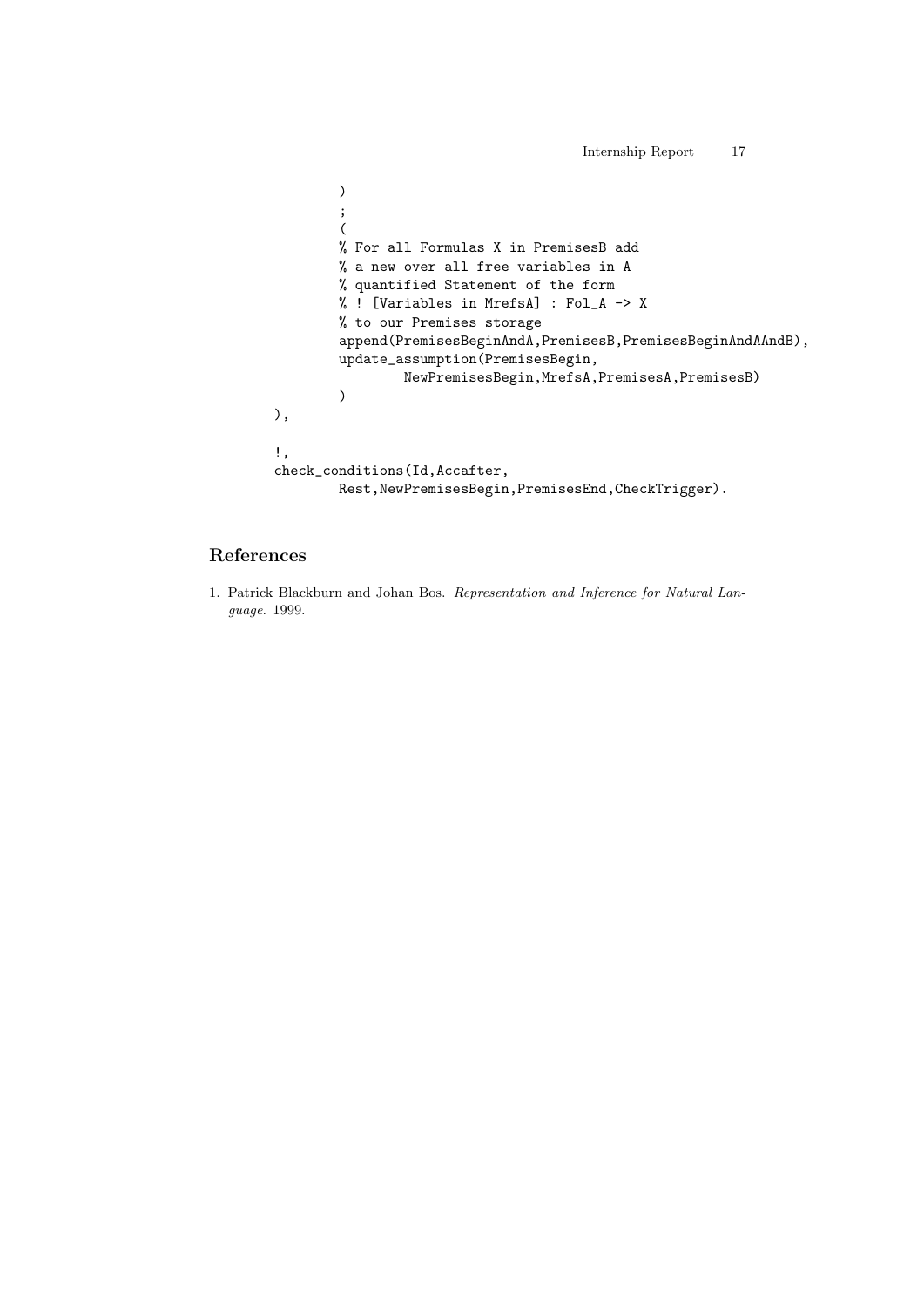```
        )
        ;
        (
        % For all Formulas X in PremisesB add
        % a new over all free variables in A
        % quantified Statement of the form
        % ! [Variables in MrefsA] : Fol_A -> X
        % to our Premises storage
        append(PremisesBeginAndA,PremisesB,PremisesBeginAndAAndB),
        update_assumption(PremisesBegin,
                NewPremisesBegin,MrefsA,PremisesA,PremisesB)
        )
),

!,
check_conditions(Id,Accafter,
        Rest,NewPremisesBegin,PremisesEnd,CheckTrigger).
```

## References

1. Patrick Blackburn and Johan Bos. *Representation and Inference for Natural Language*. 1999.